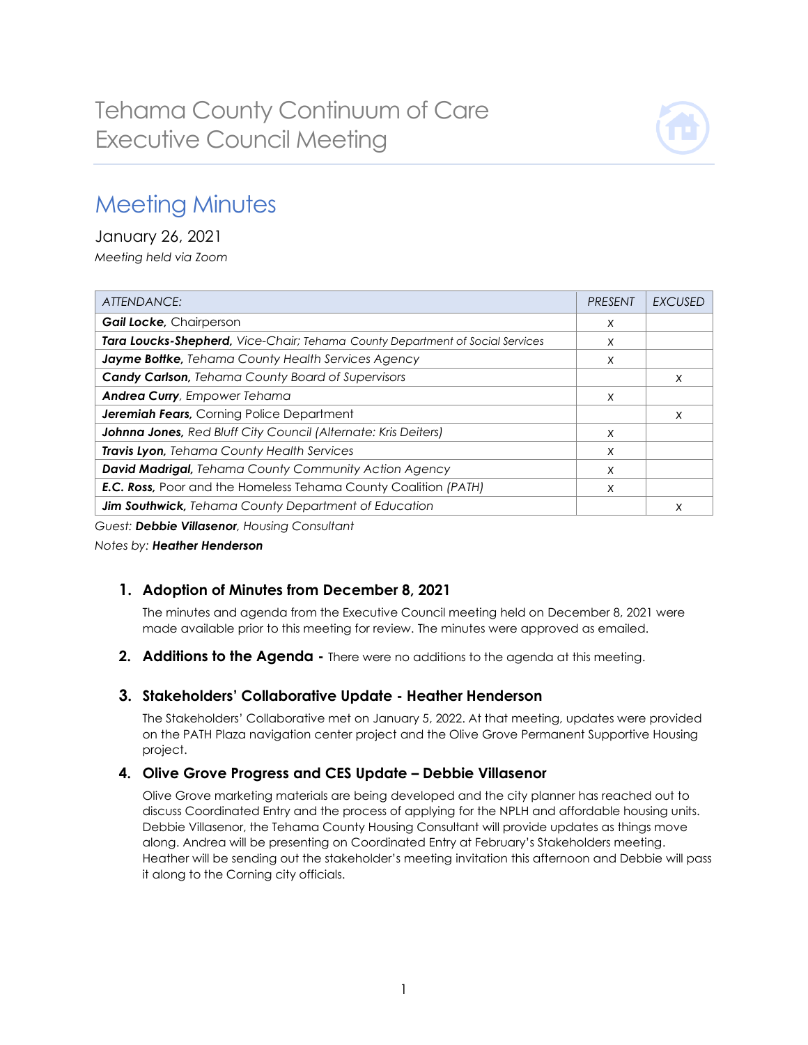# Tehama County Continuum of Care Executive Council Meeting

## Meeting Minutes

January 26, 2021

*Meeting held via Zoom*

| *ATTENDANCE:* | *PRESENT* | *EXCUSED* |
|---|---|---|
| ***Gail Locke,*** Chairperson | x | |
| ***Tara Loucks-Shepherd,*** *Vice-Chair; Tehama County Department of Social Services* | x | |
| ***Jayme Bottke,*** *Tehama County Health Services Agency* | x | |
| ***Candy Carlson,*** *Tehama County Board of Supervisors* | | x |
| ***Andrea Curry***, *Empower Tehama* | x | |
| ***Jeremiah Fears,*** Corning Police Department | | x |
| ***Johnna Jones,*** *Red Bluff City Council (Alternate: Kris Deiters)* | x | |
| ***Travis Lyon,*** *Tehama County Health Services* | x | |
| ***David Madrigal,*** *Tehama County Community Action Agency* | x | |
| ***E.C. Ross,*** Poor and the Homeless Tehama County Coalition *(PATH)* | x | |
| ***Jim Southwick,*** *Tehama County Department of Education* | | x |

*Guest:* ***Debbie Villasenor****, Housing Consultant*

*Notes by:* ***Heather Henderson***

1. **Adoption of Minutes from December 8, 2021**

   The minutes and agenda from the Executive Council meeting held on December 8, 2021 were made available prior to this meeting for review. The minutes were approved as emailed.

2. **Additions to the Agenda -** There were no additions to the agenda at this meeting.

3. **Stakeholders' Collaborative Update - Heather Henderson**

   The Stakeholders' Collaborative met on January 5, 2022. At that meeting, updates were provided on the PATH Plaza navigation center project and the Olive Grove Permanent Supportive Housing project.

4. **Olive Grove Progress and CES Update – Debbie Villasenor**

   Olive Grove marketing materials are being developed and the city planner has reached out to discuss Coordinated Entry and the process of applying for the NPLH and affordable housing units. Debbie Villasenor, the Tehama County Housing Consultant will provide updates as things move along. Andrea will be presenting on Coordinated Entry at February's Stakeholders meeting. Heather will be sending out the stakeholder's meeting invitation this afternoon and Debbie will pass it along to the Corning city officials.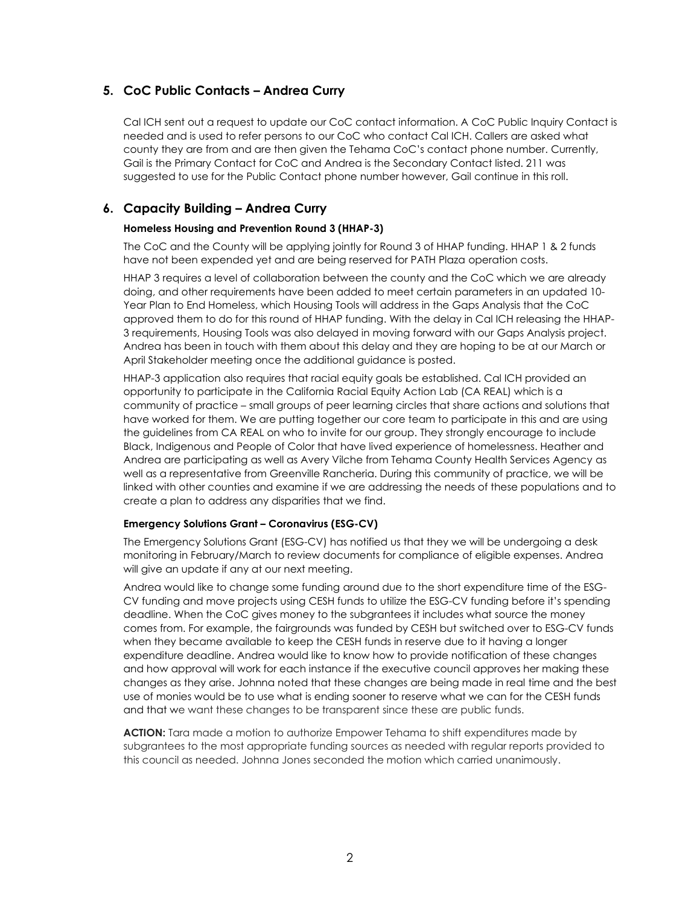## 5. CoC Public Contacts – Andrea Curry

Cal ICH sent out a request to update our CoC contact information. A CoC Public Inquiry Contact is needed and is used to refer persons to our CoC who contact Cal ICH. Callers are asked what county they are from and are then given the Tehama CoC's contact phone number. Currently, Gail is the Primary Contact for CoC and Andrea is the Secondary Contact listed. 211 was suggested to use for the Public Contact phone number however, Gail continue in this roll.

## 6. Capacity Building – Andrea Curry

**Homeless Housing and Prevention Round 3 (HHAP-3)**

The CoC and the County will be applying jointly for Round 3 of HHAP funding. HHAP 1 & 2 funds have not been expended yet and are being reserved for PATH Plaza operation costs.

HHAP 3 requires a level of collaboration between the county and the CoC which we are already doing, and other requirements have been added to meet certain parameters in an updated 10-Year Plan to End Homeless, which Housing Tools will address in the Gaps Analysis that the CoC approved them to do for this round of HHAP funding. With the delay in Cal ICH releasing the HHAP-3 requirements, Housing Tools was also delayed in moving forward with our Gaps Analysis project. Andrea has been in touch with them about this delay and they are hoping to be at our March or April Stakeholder meeting once the additional guidance is posted.

HHAP-3 application also requires that racial equity goals be established. Cal ICH provided an opportunity to participate in the California Racial Equity Action Lab (CA REAL) which is a community of practice – small groups of peer learning circles that share actions and solutions that have worked for them. We are putting together our core team to participate in this and are using the guidelines from CA REAL on who to invite for our group. They strongly encourage to include Black, Indigenous and People of Color that have lived experience of homelessness. Heather and Andrea are participating as well as Avery Vilche from Tehama County Health Services Agency as well as a representative from Greenville Rancheria. During this community of practice, we will be linked with other counties and examine if we are addressing the needs of these populations and to create a plan to address any disparities that we find.

**Emergency Solutions Grant – Coronavirus (ESG-CV)**

The Emergency Solutions Grant (ESG-CV) has notified us that they we will be undergoing a desk monitoring in February/March to review documents for compliance of eligible expenses. Andrea will give an update if any at our next meeting.

Andrea would like to change some funding around due to the short expenditure time of the ESG-CV funding and move projects using CESH funds to utilize the ESG-CV funding before it's spending deadline. When the CoC gives money to the subgrantees it includes what source the money comes from. For example, the fairgrounds was funded by CESH but switched over to ESG-CV funds when they became available to keep the CESH funds in reserve due to it having a longer expenditure deadline. Andrea would like to know how to provide notification of these changes and how approval will work for each instance if the executive council approves her making these changes as they arise. Johnna noted that these changes are being made in real time and the best use of monies would be to use what is ending sooner to reserve what we can for the CESH funds and that we want these changes to be transparent since these are public funds.

**ACTION:** Tara made a motion to authorize Empower Tehama to shift expenditures made by subgrantees to the most appropriate funding sources as needed with regular reports provided to this council as needed. Johnna Jones seconded the motion which carried unanimously.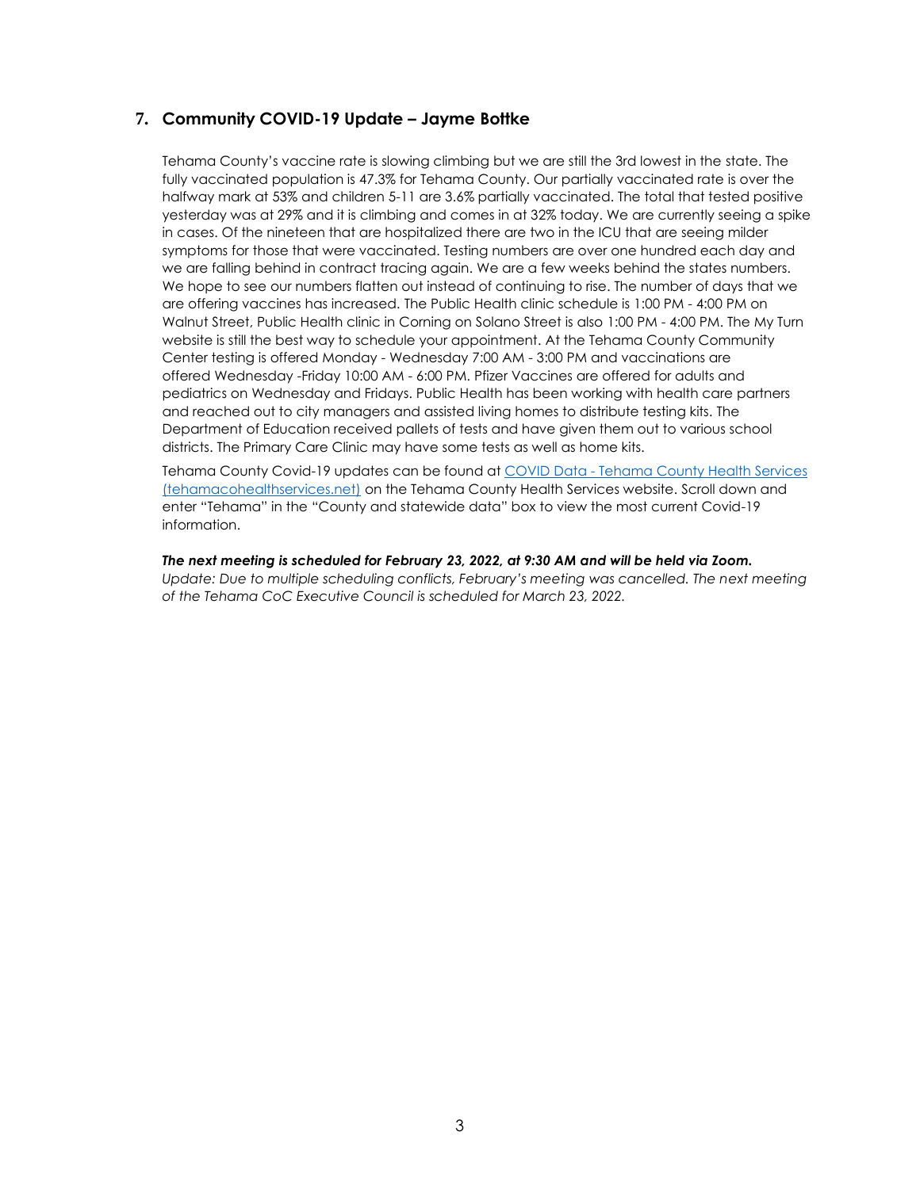## 7. Community COVID-19 Update – Jayme Bottke

Tehama County's vaccine rate is slowing climbing but we are still the 3rd lowest in the state. The fully vaccinated population is 47.3% for Tehama County. Our partially vaccinated rate is over the halfway mark at 53% and children 5-11 are 3.6% partially vaccinated. The total that tested positive yesterday was at 29% and it is climbing and comes in at 32% today. We are currently seeing a spike in cases. Of the nineteen that are hospitalized there are two in the ICU that are seeing milder symptoms for those that were vaccinated. Testing numbers are over one hundred each day and we are falling behind in contract tracing again. We are a few weeks behind the states numbers. We hope to see our numbers flatten out instead of continuing to rise. The number of days that we are offering vaccines has increased. The Public Health clinic schedule is 1:00 PM - 4:00 PM on Walnut Street, Public Health clinic in Corning on Solano Street is also 1:00 PM - 4:00 PM. The My Turn website is still the best way to schedule your appointment. At the Tehama County Community Center testing is offered Monday - Wednesday 7:00 AM - 3:00 PM and vaccinations are offered Wednesday -Friday 10:00 AM - 6:00 PM. Pfizer Vaccines are offered for adults and pediatrics on Wednesday and Fridays. Public Health has been working with health care partners and reached out to city managers and assisted living homes to distribute testing kits. The Department of Education received pallets of tests and have given them out to various school districts. The Primary Care Clinic may have some tests as well as home kits.

Tehama County Covid-19 updates can be found at [COVID Data - Tehama County Health Services (tehamacohealthservices.net)] on the Tehama County Health Services website. Scroll down and enter "Tehama" in the "County and statewide data" box to view the most current Covid-19 information.

***The next meeting is scheduled for February 23, 2022, at 9:30 AM and will be held via Zoom.***
*Update: Due to multiple scheduling conflicts, February's meeting was cancelled. The next meeting of the Tehama CoC Executive Council is scheduled for March 23, 2022.*